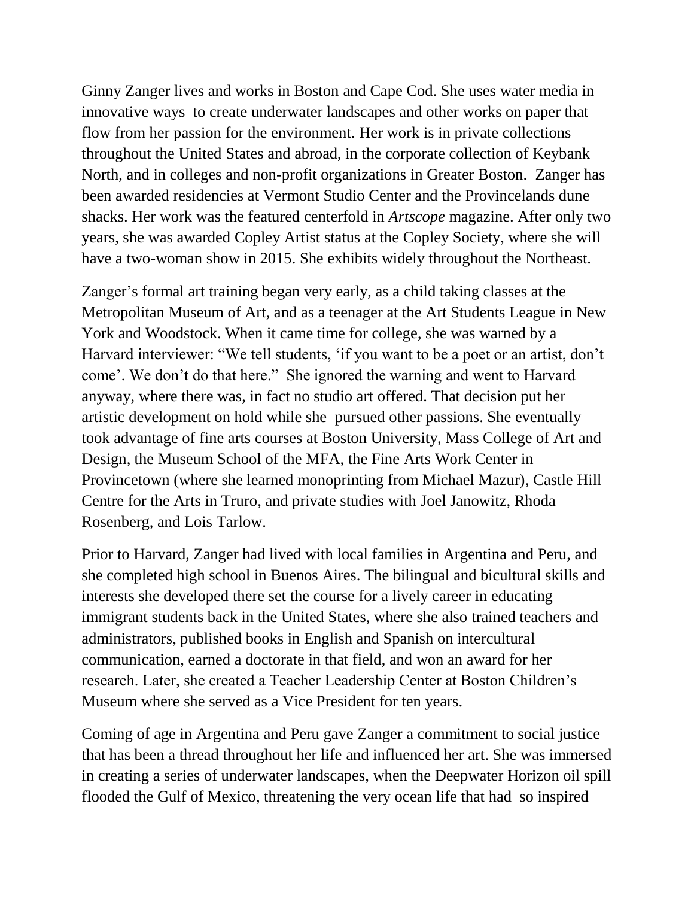Ginny Zanger lives and works in Boston and Cape Cod. She uses water media in innovative ways to create underwater landscapes and other works on paper that flow from her passion for the environment. Her work is in private collections throughout the United States and abroad, in the corporate collection of Keybank North, and in colleges and non-profit organizations in Greater Boston. Zanger has been awarded residencies at Vermont Studio Center and the Provincelands dune shacks. Her work was the featured centerfold in *Artscope* magazine. After only two years, she was awarded Copley Artist status at the Copley Society, where she will have a two-woman show in 2015. She exhibits widely throughout the Northeast.

Zanger's formal art training began very early, as a child taking classes at the Metropolitan Museum of Art, and as a teenager at the Art Students League in New York and Woodstock. When it came time for college, she was warned by a Harvard interviewer: "We tell students, 'if you want to be a poet or an artist, don't come'. We don't do that here." She ignored the warning and went to Harvard anyway, where there was, in fact no studio art offered. That decision put her artistic development on hold while she pursued other passions. She eventually took advantage of fine arts courses at Boston University, Mass College of Art and Design, the Museum School of the MFA, the Fine Arts Work Center in Provincetown (where she learned monoprinting from Michael Mazur), Castle Hill Centre for the Arts in Truro, and private studies with Joel Janowitz, Rhoda Rosenberg, and Lois Tarlow.

Prior to Harvard, Zanger had lived with local families in Argentina and Peru, and she completed high school in Buenos Aires. The bilingual and bicultural skills and interests she developed there set the course for a lively career in educating immigrant students back in the United States, where she also trained teachers and administrators, published books in English and Spanish on intercultural communication, earned a doctorate in that field, and won an award for her research. Later, she created a Teacher Leadership Center at Boston Children's Museum where she served as a Vice President for ten years.

Coming of age in Argentina and Peru gave Zanger a commitment to social justice that has been a thread throughout her life and influenced her art. She was immersed in creating a series of underwater landscapes, when the Deepwater Horizon oil spill flooded the Gulf of Mexico, threatening the very ocean life that had so inspired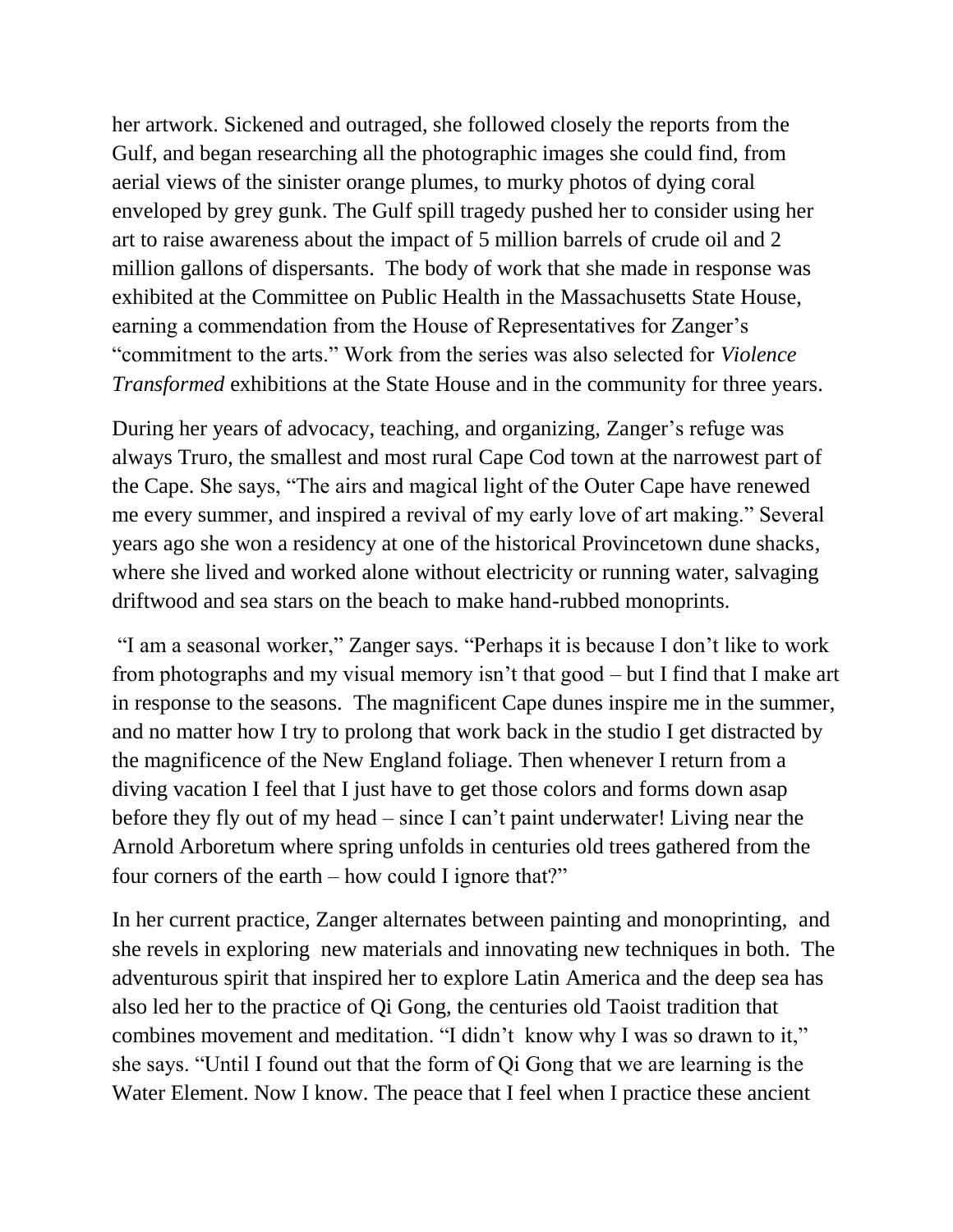her artwork. Sickened and outraged, she followed closely the reports from the Gulf, and began researching all the photographic images she could find, from aerial views of the sinister orange plumes, to murky photos of dying coral enveloped by grey gunk. The Gulf spill tragedy pushed her to consider using her art to raise awareness about the impact of 5 million barrels of crude oil and 2 million gallons of dispersants. The body of work that she made in response was exhibited at the Committee on Public Health in the Massachusetts State House, earning a commendation from the House of Representatives for Zanger's "commitment to the arts." Work from the series was also selected for *Violence Transformed* exhibitions at the State House and in the community for three years.

During her years of advocacy, teaching, and organizing, Zanger's refuge was always Truro, the smallest and most rural Cape Cod town at the narrowest part of the Cape. She says, "The airs and magical light of the Outer Cape have renewed me every summer, and inspired a revival of my early love of art making." Several years ago she won a residency at one of the historical Provincetown dune shacks, where she lived and worked alone without electricity or running water, salvaging driftwood and sea stars on the beach to make hand-rubbed monoprints.

"I am a seasonal worker," Zanger says. "Perhaps it is because I don't like to work from photographs and my visual memory isn't that good – but I find that I make art in response to the seasons. The magnificent Cape dunes inspire me in the summer, and no matter how I try to prolong that work back in the studio I get distracted by the magnificence of the New England foliage. Then whenever I return from a diving vacation I feel that I just have to get those colors and forms down asap before they fly out of my head – since I can't paint underwater! Living near the Arnold Arboretum where spring unfolds in centuries old trees gathered from the four corners of the earth – how could I ignore that?"

In her current practice, Zanger alternates between painting and monoprinting, and she revels in exploring new materials and innovating new techniques in both. The adventurous spirit that inspired her to explore Latin America and the deep sea has also led her to the practice of Qi Gong, the centuries old Taoist tradition that combines movement and meditation. "I didn't know why I was so drawn to it," she says. "Until I found out that the form of Qi Gong that we are learning is the Water Element. Now I know. The peace that I feel when I practice these ancient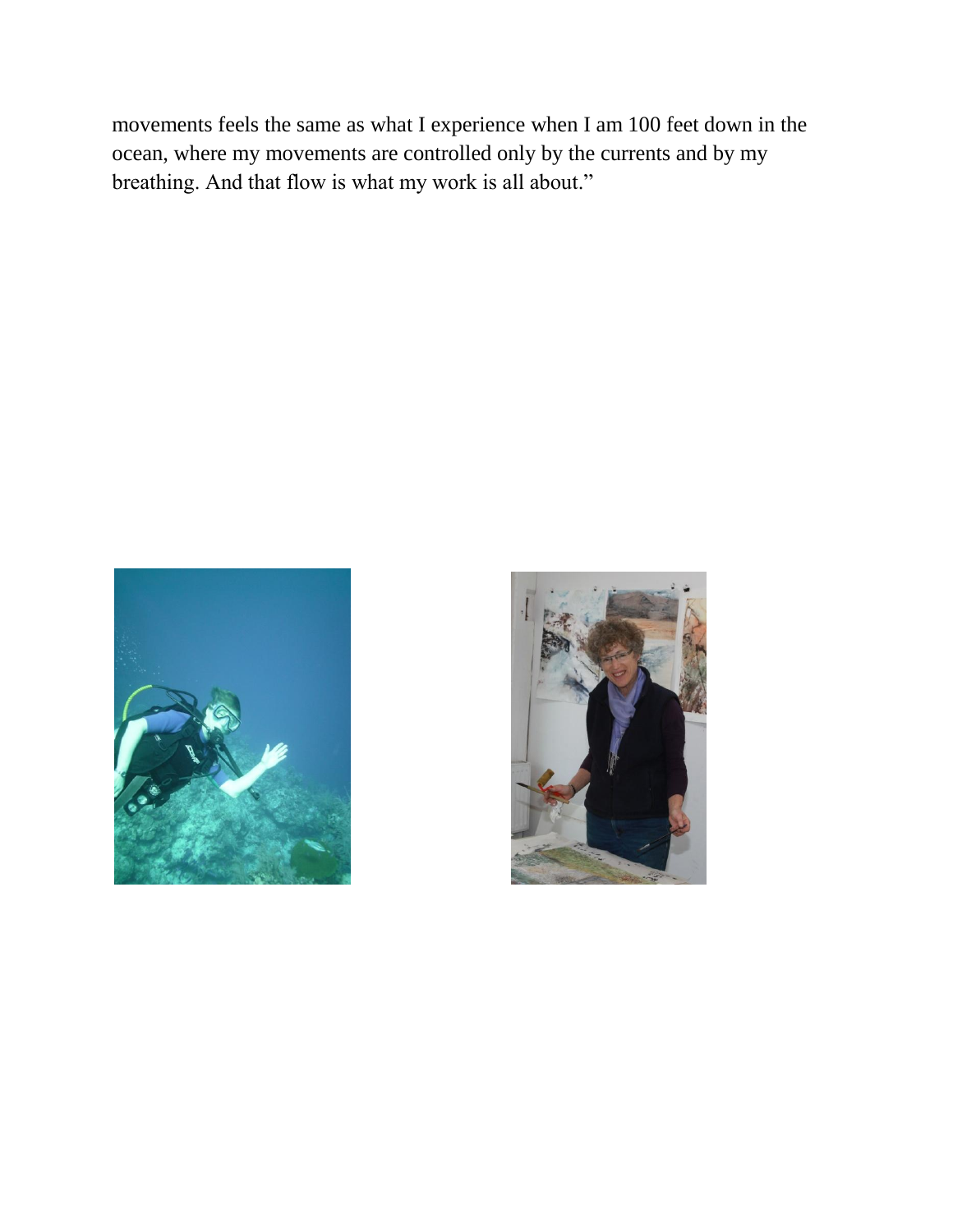movements feels the same as what I experience when I am 100 feet down in the ocean, where my movements are controlled only by the currents and by my breathing. And that flow is what my work is all about."